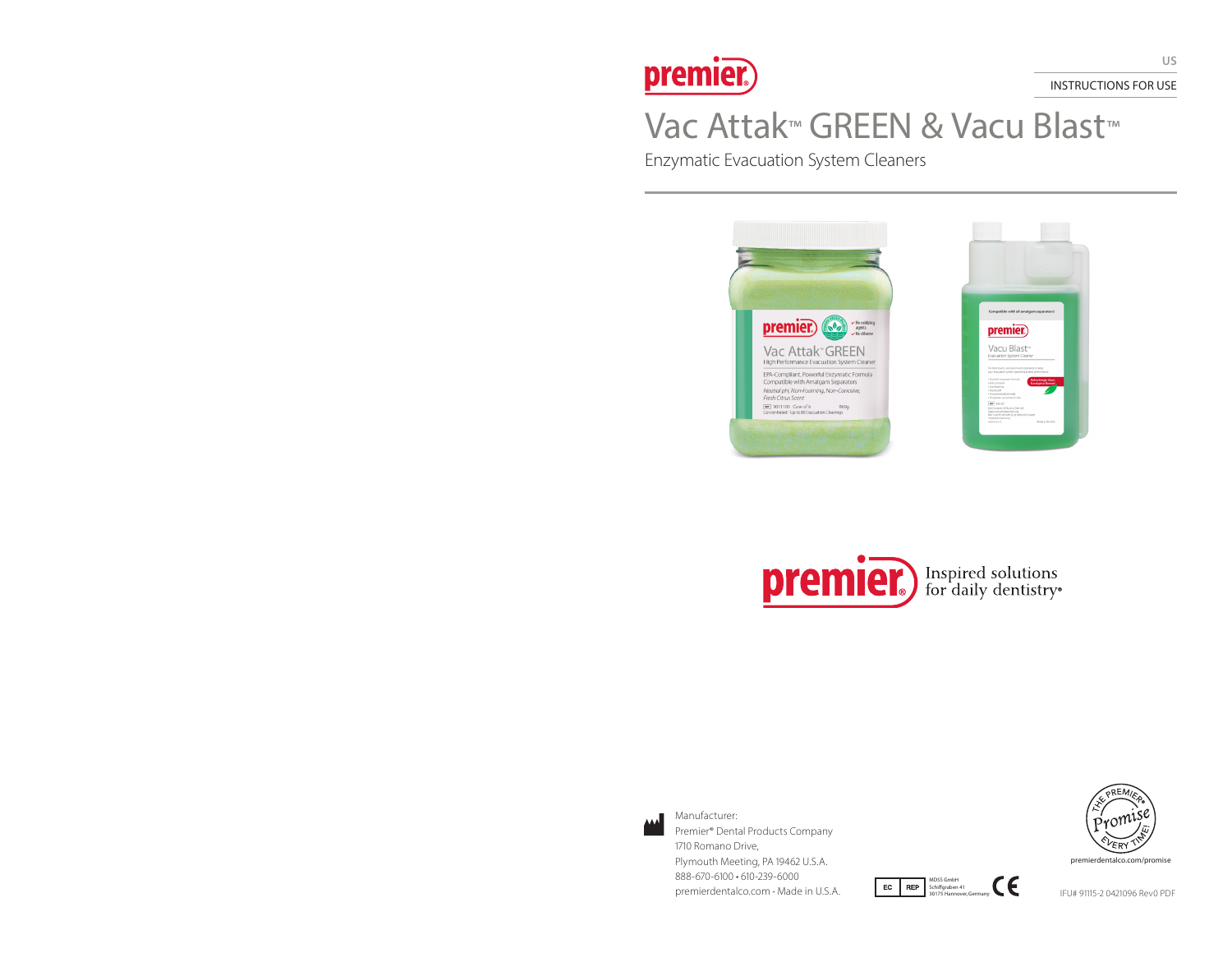premier

US

INSTRUCTIONS FOR USE

# Vac Attak™ GREEN & Vacu Blast™

Enzymatic Evacuation System Cleaners

premier Inspired solutions for daily dentistry®

Manufacturer:
Premier® Dental Products Company
1710 Romano Drive,
Plymouth Meeting, PA 19462 U.S.A.
888-670-6100 • 610-239-6000
premierdentalco.com • Made in U.S.A.

EC REP MDSS GmbH
Schiffgraben 41
30175 Hannover, Germany

CE

THE PREMIER® Promise EVERY TIME!

premierdentalco.com/promise

IFU# 91115-2 0421096 Rev0 PDF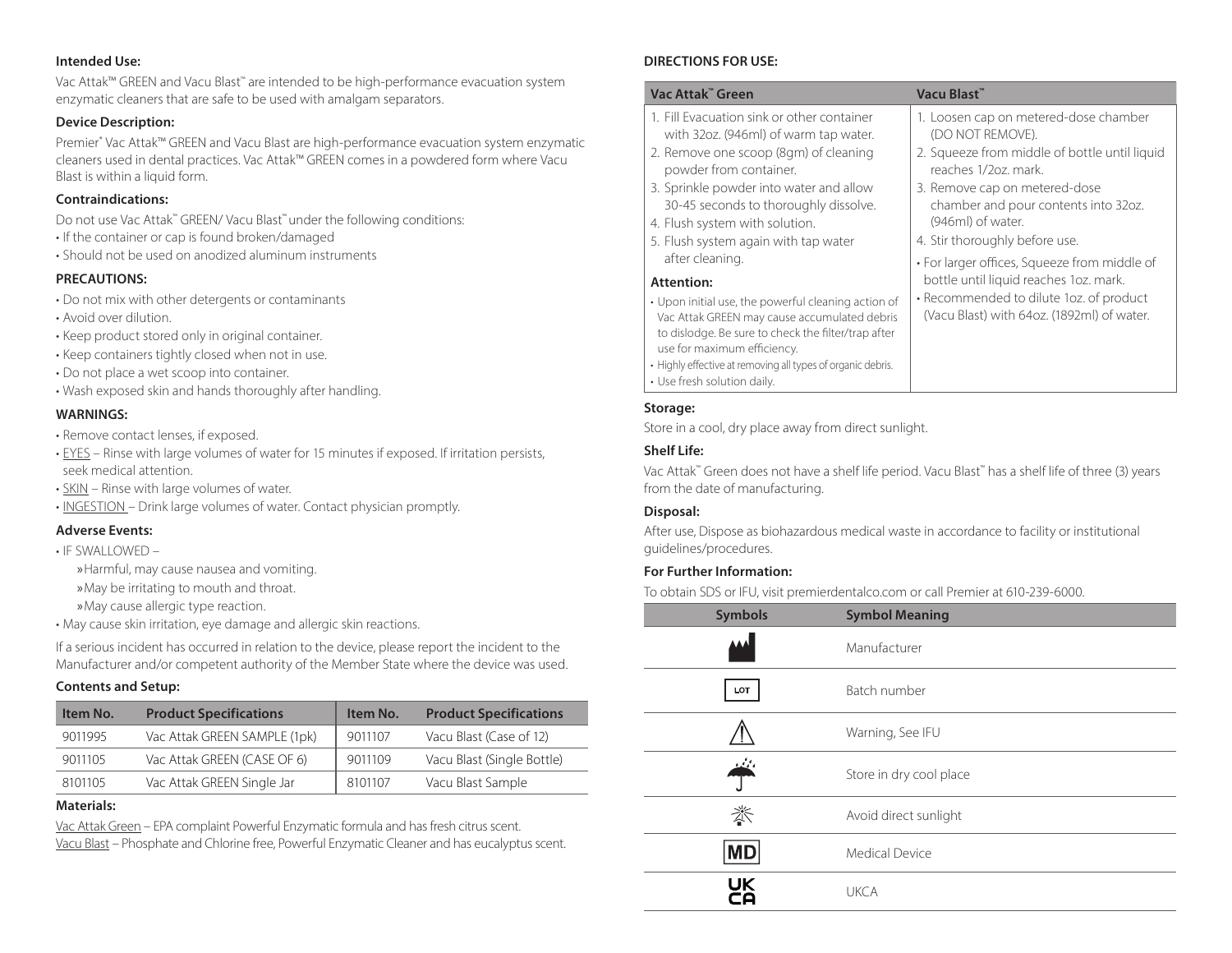**Intended Use:**

Vac Attak™ GREEN and Vacu Blast™ are intended to be high-performance evacuation system enzymatic cleaners that are safe to be used with amalgam separators.

**Device Description:**

Premier® Vac Attak™ GREEN and Vacu Blast are high-performance evacuation system enzymatic cleaners used in dental practices. Vac Attak™ GREEN comes in a powdered form where Vacu Blast is within a liquid form.

**Contraindications:**

Do not use Vac Attak™ GREEN/ Vacu Blast™ under the following conditions:

- If the container or cap is found broken/damaged
- Should not be used on anodized aluminum instruments

**PRECAUTIONS:**

- Do not mix with other detergents or contaminants
- Avoid over dilution.
- Keep product stored only in original container.
- Keep containers tightly closed when not in use.
- Do not place a wet scoop into container.
- Wash exposed skin and hands thoroughly after handling.

**WARNINGS:**

- Remove contact lenses, if exposed.
- EYES – Rinse with large volumes of water for 15 minutes if exposed. If irritation persists, seek medical attention.
- SKIN – Rinse with large volumes of water.
- INGESTION – Drink large volumes of water. Contact physician promptly.

**Adverse Events:**

- IF SWALLOWED –
  - »Harmful, may cause nausea and vomiting.
  - »May be irritating to mouth and throat.
  - »May cause allergic type reaction.
- May cause skin irritation, eye damage and allergic skin reactions.

If a serious incident has occurred in relation to the device, please report the incident to the Manufacturer and/or competent authority of the Member State where the device was used.

**Contents and Setup:**

| Item No. | Product Specifications | Item No. | Product Specifications |
|---|---|---|---|
| 9011995 | Vac Attak GREEN SAMPLE (1pk) | 9011107 | Vacu Blast (Case of 12) |
| 9011105 | Vac Attak GREEN (CASE OF 6) | 9011109 | Vacu Blast (Single Bottle) |
| 8101105 | Vac Attak GREEN Single Jar | 8101107 | Vacu Blast Sample |

**Materials:**

Vac Attak Green – EPA complaint Powerful Enzymatic formula and has fresh citrus scent.
Vacu Blast – Phosphate and Chlorine free, Powerful Enzymatic Cleaner and has eucalyptus scent.

**DIRECTIONS FOR USE:**

| Vac Attak™ Green | Vacu Blast™ |
|---|---|
| 1. Fill Evacuation sink or other container with 32oz. (946ml) of warm tap water.<br>2. Remove one scoop (8gm) of cleaning powder from container.<br>3. Sprinkle powder into water and allow 30-45 seconds to thoroughly dissolve.<br>4. Flush system with solution.<br>5. Flush system again with tap water after cleaning.<br>**Attention:**<br>• Upon initial use, the powerful cleaning action of Vac Attak GREEN may cause accumulated debris to dislodge. Be sure to check the filter/trap after use for maximum efficiency.<br>• Highly effective at removing all types of organic debris.<br>• Use fresh solution daily. | 1. Loosen cap on metered-dose chamber (DO NOT REMOVE).<br>2. Squeeze from middle of bottle until liquid reaches 1/2oz. mark.<br>3. Remove cap on metered-dose chamber and pour contents into 32oz. (946ml) of water.<br>4. Stir thoroughly before use.<br>• For larger offices, Squeeze from middle of bottle until liquid reaches 1oz. mark.<br>• Recommended to dilute 1oz. of product (Vacu Blast) with 64oz. (1892ml) of water. |

**Storage:**

Store in a cool, dry place away from direct sunlight.

**Shelf Life:**

Vac Attak™ Green does not have a shelf life period. Vacu Blast™ has a shelf life of three (3) years from the date of manufacturing.

**Disposal:**

After use, Dispose as biohazardous medical waste in accordance to facility or institutional guidelines/procedures.

**For Further Information:**

To obtain SDS or IFU, visit premierdentalco.com or call Premier at 610-239-6000.

| Symbols | Symbol Meaning |
|---|---|
| | Manufacturer |
| LOT | Batch number |
| ⚠ | Warning, See IFU |
| | Store in dry cool place |
| | Avoid direct sunlight |
| MD | Medical Device |
| UK CA | UKCA |